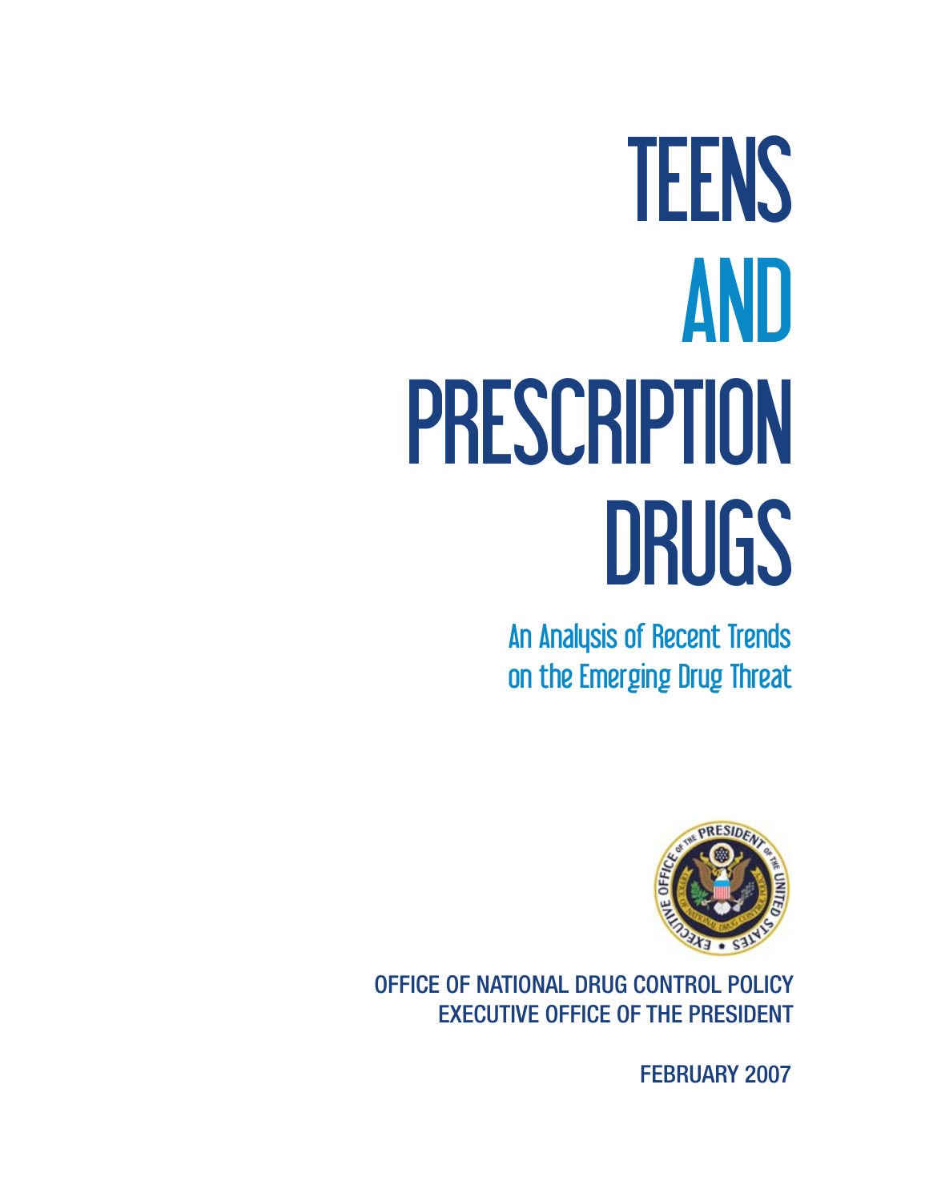# TEENS AND PRESCRIPTION DRUGS

## An Analysis of Recent Trends on the Emerging Drug Threat

OFFICE OF NATIONAL DRUG CONTROL POLICY
EXECUTIVE OFFICE OF THE PRESIDENT

FEBRUARY 2007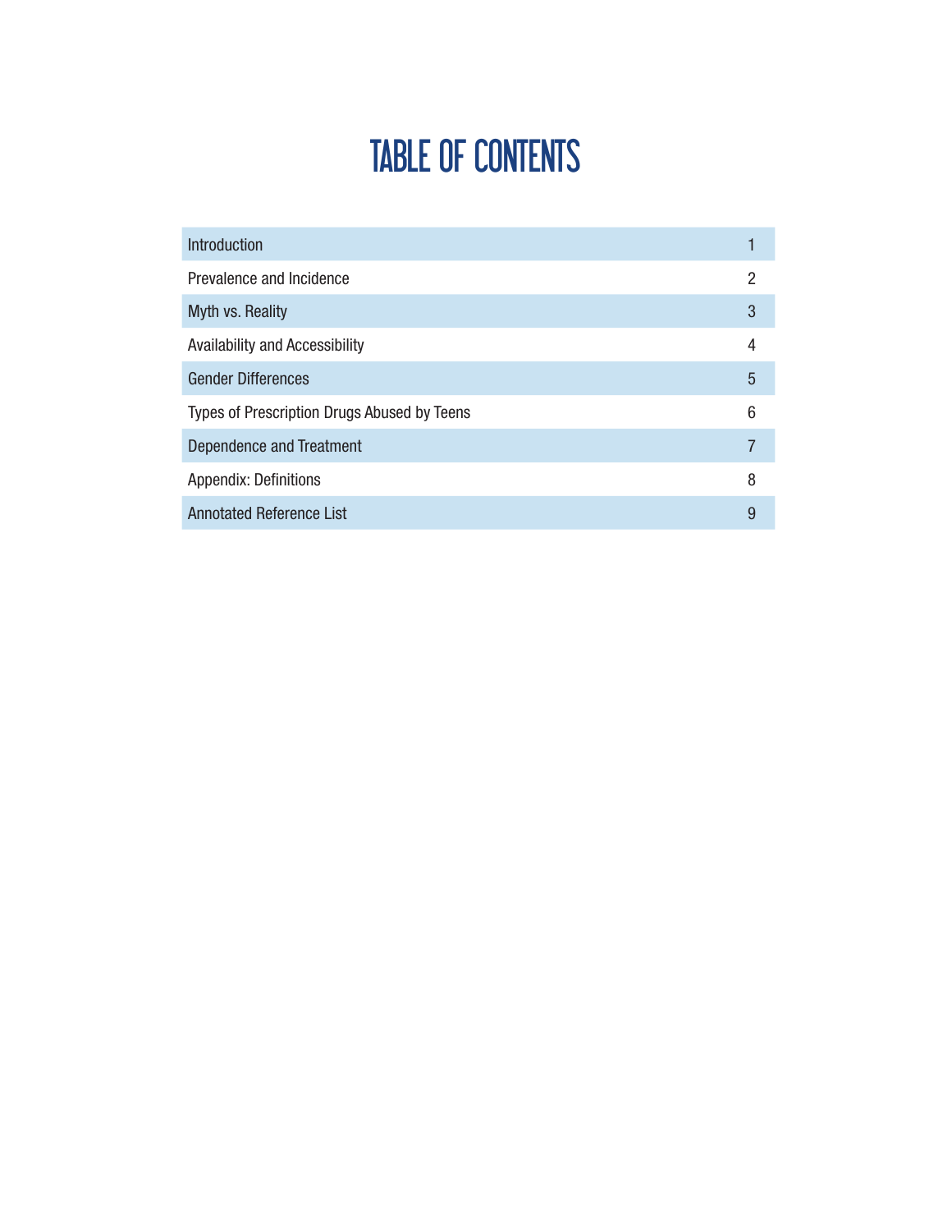# TABLE OF CONTENTS

| | |
|---|---|
| Introduction | 1 |
| Prevalence and Incidence | 2 |
| Myth vs. Reality | 3 |
| Availability and Accessibility | 4 |
| Gender Differences | 5 |
| Types of Prescription Drugs Abused by Teens | 6 |
| Dependence and Treatment | 7 |
| Appendix: Definitions | 8 |
| Annotated Reference List | 9 |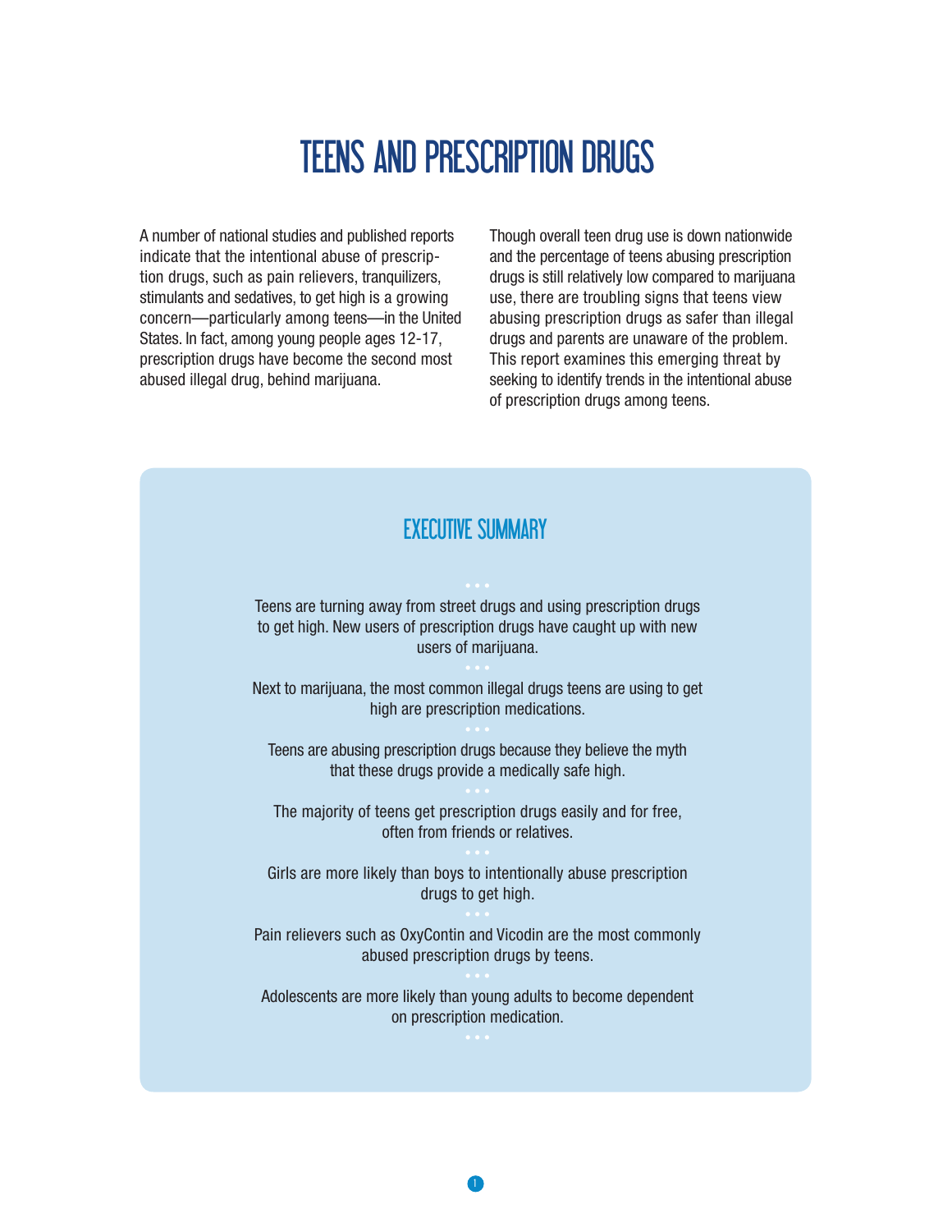# TEENS AND PRESCRIPTION DRUGS

A number of national studies and published reports indicate that the intentional abuse of prescription drugs, such as pain relievers, tranquilizers, stimulants and sedatives, to get high is a growing concern—particularly among teens—in the United States. In fact, among young people ages 12-17, prescription drugs have become the second most abused illegal drug, behind marijuana.

Though overall teen drug use is down nationwide and the percentage of teens abusing prescription drugs is still relatively low compared to marijuana use, there are troubling signs that teens view abusing prescription drugs as safer than illegal drugs and parents are unaware of the problem. This report examines this emerging threat by seeking to identify trends in the intentional abuse of prescription drugs among teens.

## EXECUTIVE SUMMARY

Teens are turning away from street drugs and using prescription drugs to get high. New users of prescription drugs have caught up with new users of marijuana.

Next to marijuana, the most common illegal drugs teens are using to get high are prescription medications.

Teens are abusing prescription drugs because they believe the myth that these drugs provide a medically safe high.

The majority of teens get prescription drugs easily and for free, often from friends or relatives.

Girls are more likely than boys to intentionally abuse prescription drugs to get high.

Pain relievers such as OxyContin and Vicodin are the most commonly abused prescription drugs by teens.

Adolescents are more likely than young adults to become dependent on prescription medication.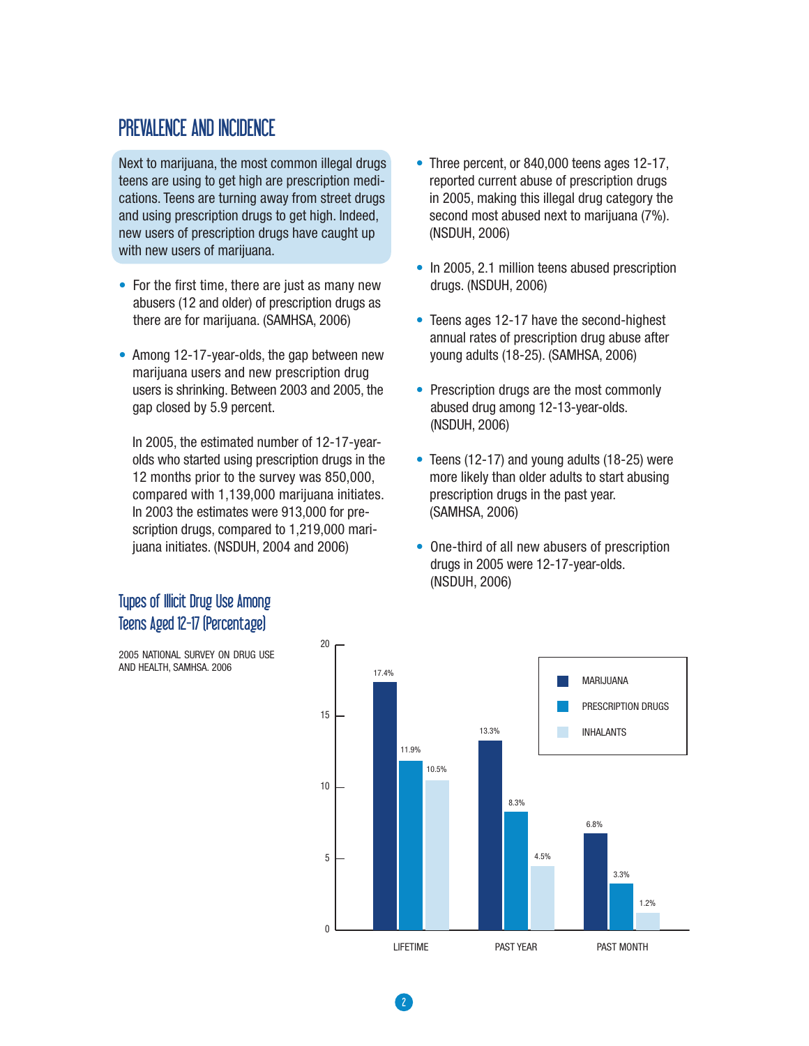## PREVALENCE AND INCIDENCE

Next to marijuana, the most common illegal drugs teens are using to get high are prescription medications. Teens are turning away from street drugs and using prescription drugs to get high. Indeed, new users of prescription drugs have caught up with new users of marijuana.

- For the first time, there are just as many new abusers (12 and older) of prescription drugs as there are for marijuana. (SAMHSA, 2006)
- Among 12-17-year-olds, the gap between new marijuana users and new prescription drug users is shrinking. Between 2003 and 2005, the gap closed by 5.9 percent.

  In 2005, the estimated number of 12-17-year-olds who started using prescription drugs in the 12 months prior to the survey was 850,000, compared with 1,139,000 marijuana initiates. In 2003 the estimates were 913,000 for prescription drugs, compared to 1,219,000 marijuana initiates. (NSDUH, 2004 and 2006)

- Three percent, or 840,000 teens ages 12-17, reported current abuse of prescription drugs in 2005, making this illegal drug category the second most abused next to marijuana (7%). (NSDUH, 2006)
- In 2005, 2.1 million teens abused prescription drugs. (NSDUH, 2006)
- Teens ages 12-17 have the second-highest annual rates of prescription drug abuse after young adults (18-25). (SAMHSA, 2006)
- Prescription drugs are the most commonly abused drug among 12-13-year-olds. (NSDUH, 2006)
- Teens (12-17) and young adults (18-25) were more likely than older adults to start abusing prescription drugs in the past year. (SAMHSA, 2006)
- One-third of all new abusers of prescription drugs in 2005 were 12-17-year-olds. (NSDUH, 2006)

### Types of Illicit Drug Use Among Teens Aged 12-17 (Percentage)

2005 NATIONAL SURVEY ON DRUG USE AND HEALTH, SAMHSA. 2006

| | LIFETIME | PAST YEAR | PAST MONTH |
|---|---|---|---|
| MARIJUANA | 17.4% | 13.3% | 6.8% |
| PRESCRIPTION DRUGS | 11.9% | 8.3% | 3.3% |
| INHALANTS | 10.5% | 4.5% | 1.2% |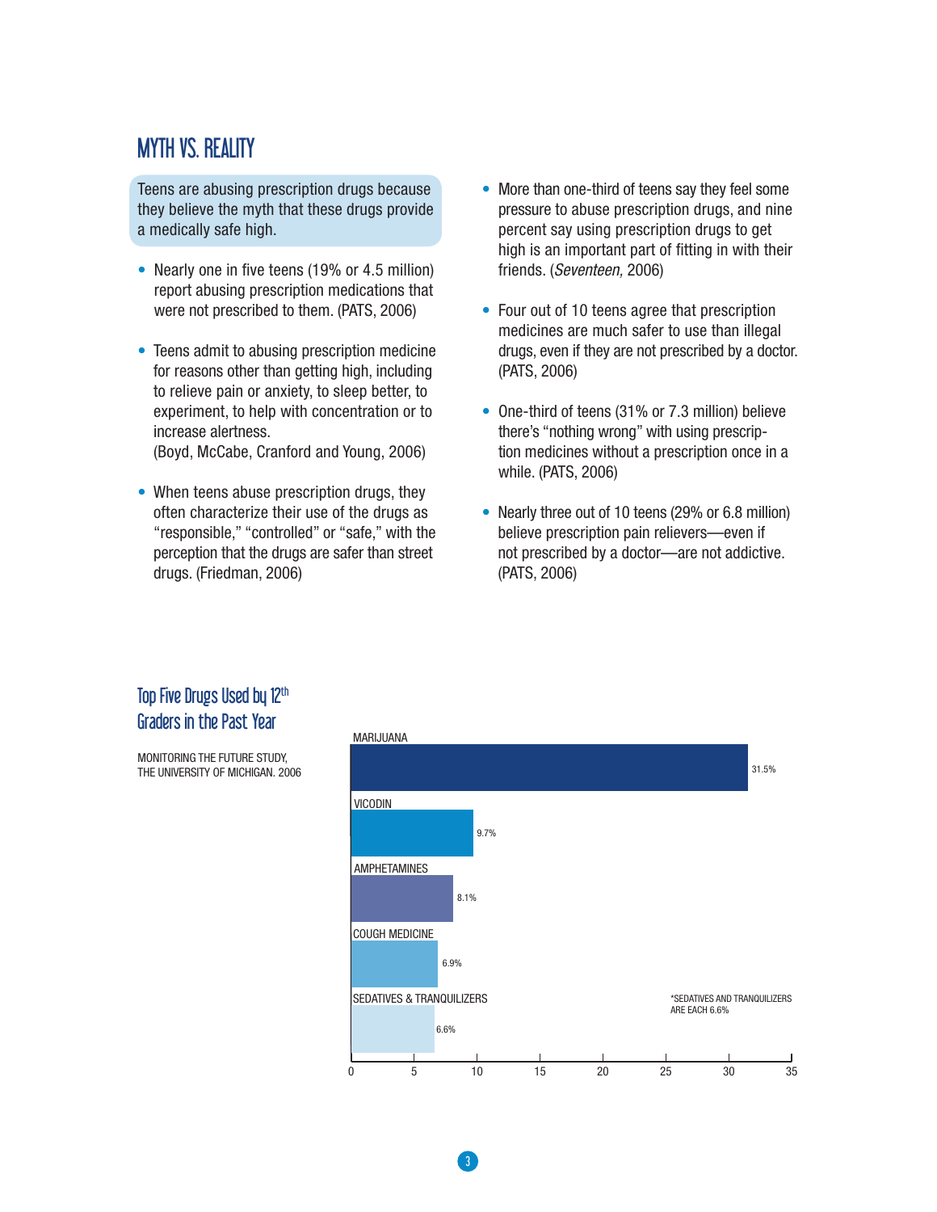## MYTH VS. REALITY

Teens are abusing prescription drugs because they believe the myth that these drugs provide a medically safe high.

- Nearly one in five teens (19% or 4.5 million) report abusing prescription medications that were not prescribed to them. (PATS, 2006)
- Teens admit to abusing prescription medicine for reasons other than getting high, including to relieve pain or anxiety, to sleep better, to experiment, to help with concentration or to increase alertness. (Boyd, McCabe, Cranford and Young, 2006)
- When teens abuse prescription drugs, they often characterize their use of the drugs as "responsible," "controlled" or "safe," with the perception that the drugs are safer than street drugs. (Friedman, 2006)
- More than one-third of teens say they feel some pressure to abuse prescription drugs, and nine percent say using prescription drugs to get high is an important part of fitting in with their friends. (*Seventeen,* 2006)
- Four out of 10 teens agree that prescription medicines are much safer to use than illegal drugs, even if they are not prescribed by a doctor. (PATS, 2006)
- One-third of teens (31% or 7.3 million) believe there's "nothing wrong" with using prescription medicines without a prescription once in a while. (PATS, 2006)
- Nearly three out of 10 teens (29% or 6.8 million) believe prescription pain relievers—even if not prescribed by a doctor—are not addictive. (PATS, 2006)

### Top Five Drugs Used by 12th Graders in the Past Year

MONITORING THE FUTURE STUDY, THE UNIVERSITY OF MICHIGAN. 2006

| Drug | Percent |
|---|---|
| MARIJUANA | 31.5% |
| VICODIN | 9.7% |
| AMPHETAMINES | 8.1% |
| COUGH MEDICINE | 6.9% |
| SEDATIVES & TRANQUILIZERS | 6.6% |

*SEDATIVES AND TRANQUILIZERS ARE EACH 6.6%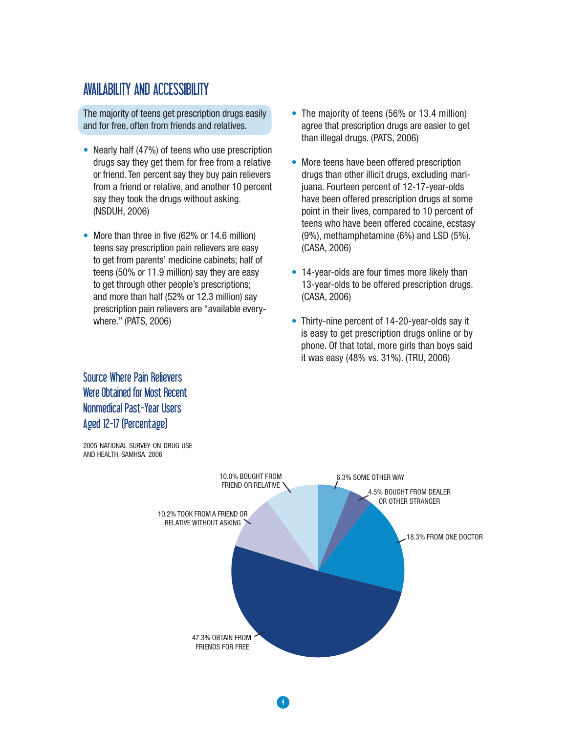## AVAILABILITY AND ACCESSIBILITY

**The majority of teens get prescription drugs easily and for free, often from friends and relatives.**

- Nearly half (47%) of teens who use prescription drugs say they get them for free from a relative or friend. Ten percent say they buy pain relievers from a friend or relative, and another 10 percent say they took the drugs without asking. (NSDUH, 2006)

- More than three in five (62% or 14.6 million) teens say prescription pain relievers are easy to get from parents' medicine cabinets; half of teens (50% or 11.9 million) say they are easy to get through other people's prescriptions; and more than half (52% or 12.3 million) say prescription pain relievers are "available everywhere." (PATS, 2006)

- The majority of teens (56% or 13.4 million) agree that prescription drugs are easier to get than illegal drugs. (PATS, 2006)

- More teens have been offered prescription drugs than other illicit drugs, excluding marijuana. Fourteen percent of 12-17-year-olds have been offered prescription drugs at some point in their lives, compared to 10 percent of teens who have been offered cocaine, ecstasy (9%), methamphetamine (6%) and LSD (5%). (CASA, 2006)

- 14-year-olds are four times more likely than 13-year-olds to be offered prescription drugs. (CASA, 2006)

- Thirty-nine percent of 14-20-year-olds say it is easy to get prescription drugs online or by phone. Of that total, more girls than boys said it was easy (48% vs. 31%). (TRU, 2006)

### Source Where Pain Relievers Were Obtained for Most Recent Nonmedical Past-Year Users Aged 12-17 (Percentage)

2005 NATIONAL SURVEY ON DRUG USE AND HEALTH, SAMHSA. 2006

| Source | Percentage |
|---|---|
| Obtain from friends for free | 47.3% |
| From one doctor | 18.3% |
| Took from a friend or relative without asking | 10.2% |
| Bought from friend or relative | 10.0% |
| Some other way | 6.3% |
| Bought from dealer or other stranger | 4.5% |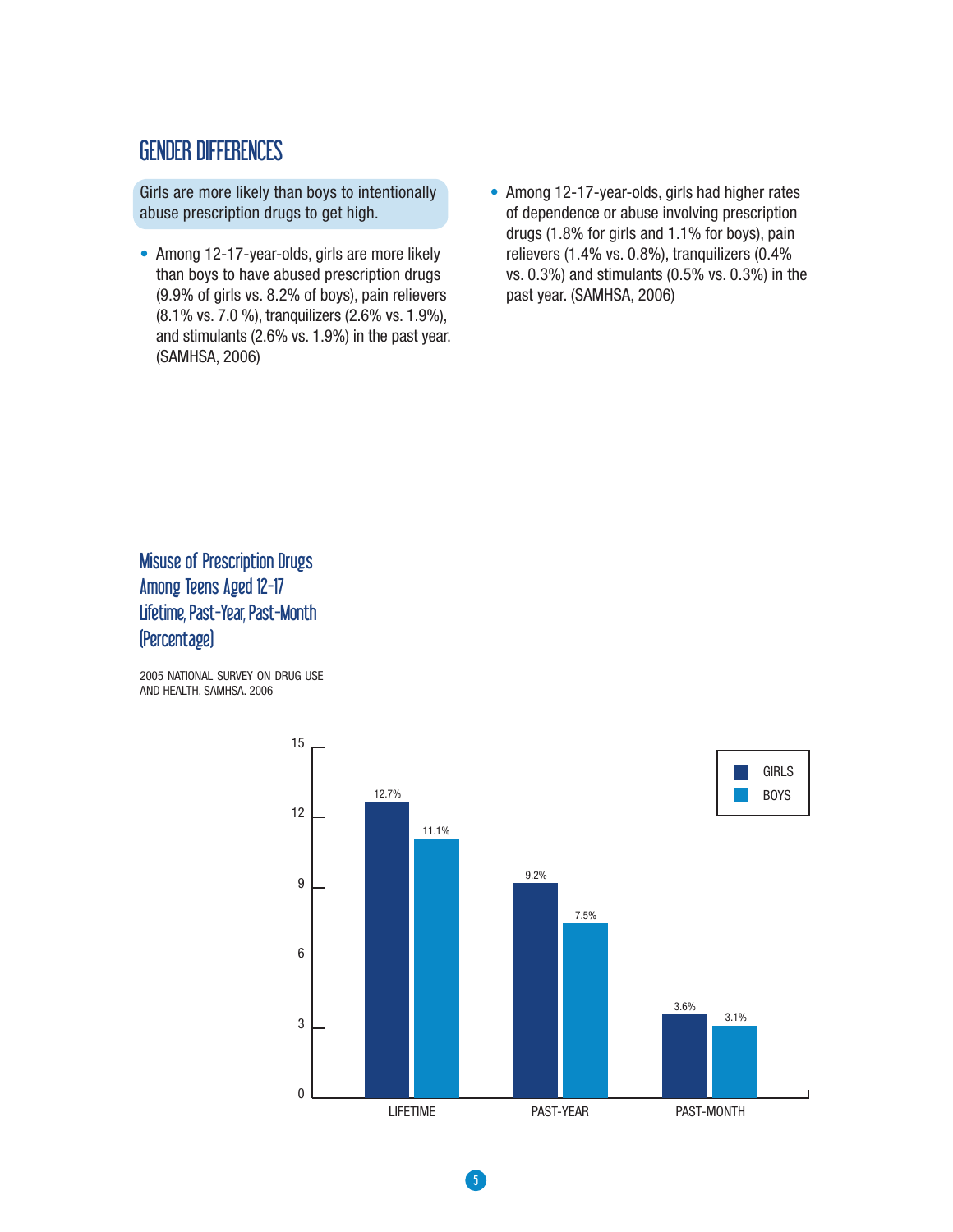## GENDER DIFFERENCES

Girls are more likely than boys to intentionally abuse prescription drugs to get high.

- Among 12-17-year-olds, girls are more likely than boys to have abused prescription drugs (9.9% of girls vs. 8.2% of boys), pain relievers (8.1% vs. 7.0 %), tranquilizers (2.6% vs. 1.9%), and stimulants (2.6% vs. 1.9%) in the past year. (SAMHSA, 2006)
- Among 12-17-year-olds, girls had higher rates of dependence or abuse involving prescription drugs (1.8% for girls and 1.1% for boys), pain relievers (1.4% vs. 0.8%), tranquilizers (0.4% vs. 0.3%) and stimulants (0.5% vs. 0.3%) in the past year. (SAMHSA, 2006)

### Misuse of Prescription Drugs Among Teens Aged 12-17 Lifetime, Past-Year, Past-Month (Percentage)

2005 NATIONAL SURVEY ON DRUG USE AND HEALTH, SAMHSA. 2006

| | GIRLS | BOYS |
|---|---|---|
| LIFETIME | 12.7% | 11.1% |
| PAST-YEAR | 9.2% | 7.5% |
| PAST-MONTH | 3.6% | 3.1% |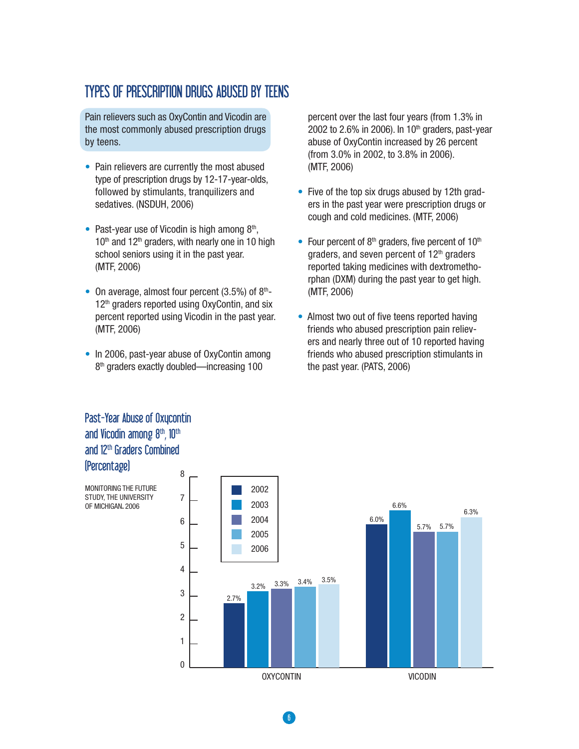## TYPES OF PRESCRIPTION DRUGS ABUSED BY TEENS

Pain relievers such as OxyContin and Vicodin are the most commonly abused prescription drugs by teens.

- Pain relievers are currently the most abused type of prescription drugs by 12-17-year-olds, followed by stimulants, tranquilizers and sedatives. (NSDUH, 2006)
- Past-year use of Vicodin is high among 8th, 10th and 12th graders, with nearly one in 10 high school seniors using it in the past year. (MTF, 2006)
- On average, almost four percent (3.5%) of 8th-12th graders reported using OxyContin, and six percent reported using Vicodin in the past year. (MTF, 2006)
- In 2006, past-year abuse of OxyContin among 8th graders exactly doubled—increasing 100 percent over the last four years (from 1.3% in 2002 to 2.6% in 2006). In 10th graders, past-year abuse of OxyContin increased by 26 percent (from 3.0% in 2002, to 3.8% in 2006). (MTF, 2006)
- Five of the top six drugs abused by 12th graders in the past year were prescription drugs or cough and cold medicines. (MTF, 2006)
- Four percent of 8th graders, five percent of 10th graders, and seven percent of 12th graders reported taking medicines with dextromethorphan (DXM) during the past year to get high. (MTF, 2006)
- Almost two out of five teens reported having friends who abused prescription pain relievers and nearly three out of 10 reported having friends who abused prescription stimulants in the past year. (PATS, 2006)

### Past-Year Abuse of Oxycontin and Vicodin among 8th, 10th and 12th Graders Combined (Percentage)

MONITORING THE FUTURE STUDY, THE UNIVERSITY OF MICHIGAN. 2006

| | 2002 | 2003 | 2004 | 2005 | 2006 |
|---|---|---|---|---|---|
| OXYCONTIN | 2.7% | 3.2% | 3.3% | 3.4% | 3.5% |
| VICODIN | 6.0% | 6.6% | 5.7% | 5.7% | 6.3% |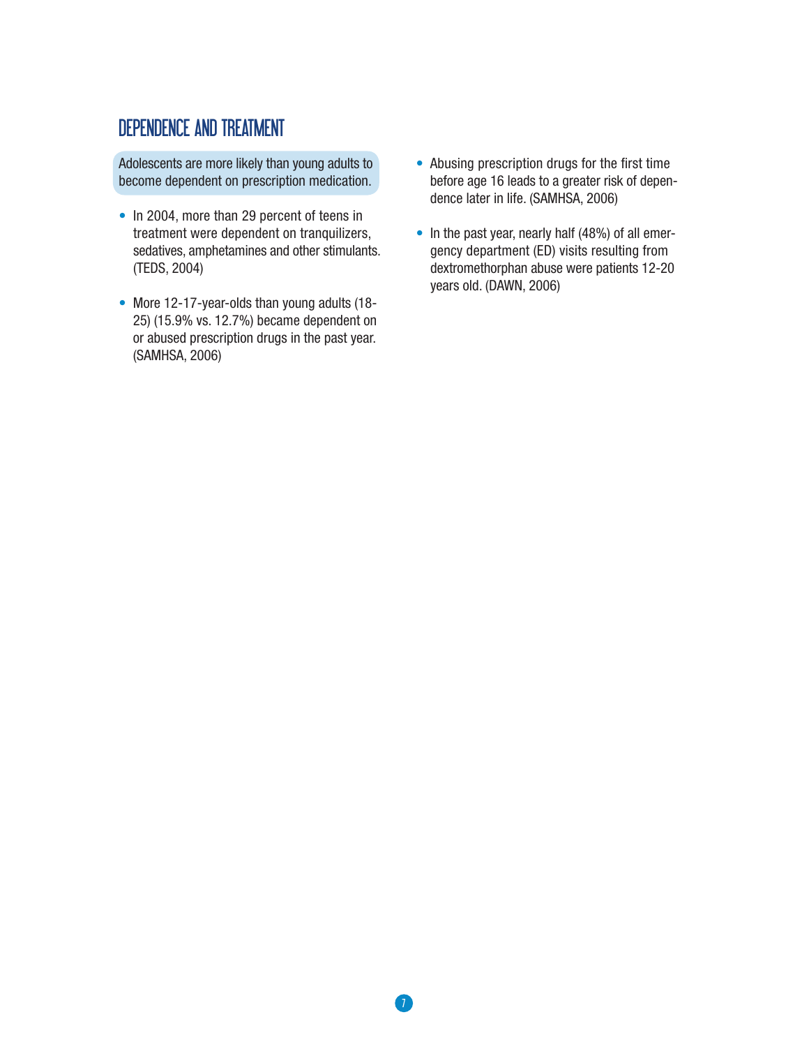## DEPENDENCE AND TREATMENT

Adolescents are more likely than young adults to become dependent on prescription medication.

- In 2004, more than 29 percent of teens in treatment were dependent on tranquilizers, sedatives, amphetamines and other stimulants. (TEDS, 2004)
- More 12-17-year-olds than young adults (18-25) (15.9% vs. 12.7%) became dependent on or abused prescription drugs in the past year. (SAMHSA, 2006)
- Abusing prescription drugs for the first time before age 16 leads to a greater risk of dependence later in life. (SAMHSA, 2006)
- In the past year, nearly half (48%) of all emergency department (ED) visits resulting from dextromethorphan abuse were patients 12-20 years old. (DAWN, 2006)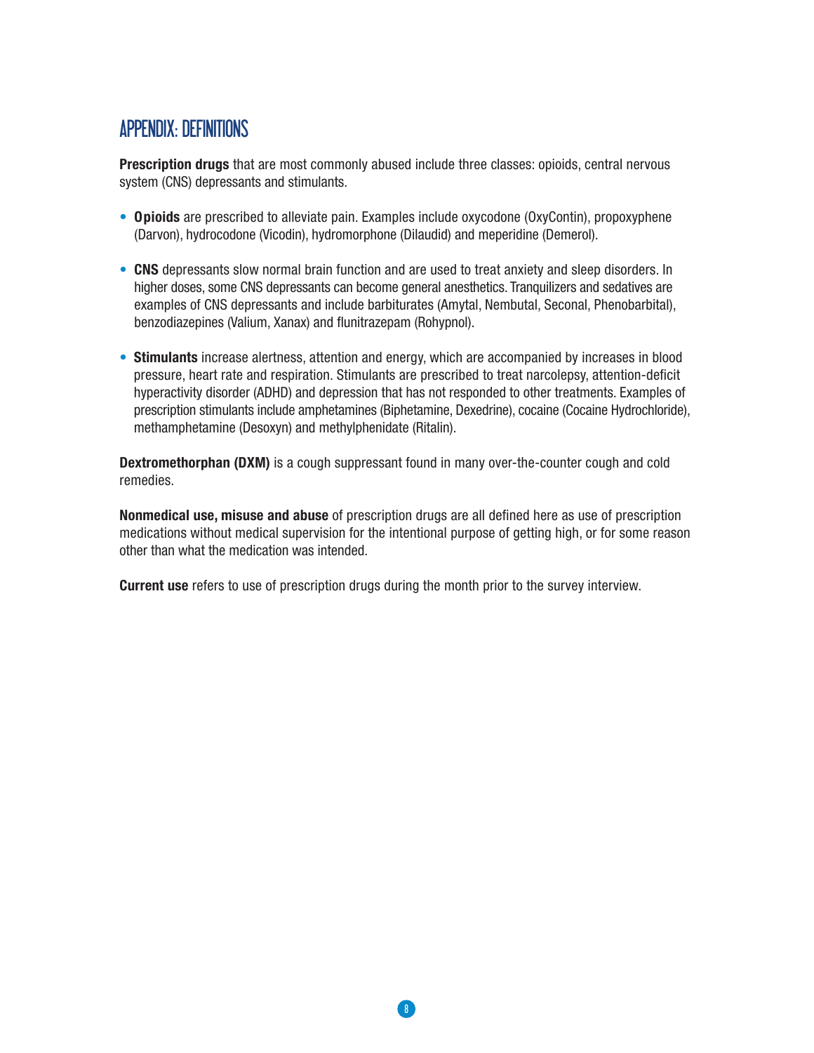## APPENDIX: DEFINITIONS

**Prescription drugs** that are most commonly abused include three classes: opioids, central nervous system (CNS) depressants and stimulants.

- **Opioids** are prescribed to alleviate pain. Examples include oxycodone (OxyContin), propoxyphene (Darvon), hydrocodone (Vicodin), hydromorphone (Dilaudid) and meperidine (Demerol).

- **CNS** depressants slow normal brain function and are used to treat anxiety and sleep disorders. In higher doses, some CNS depressants can become general anesthetics. Tranquilizers and sedatives are examples of CNS depressants and include barbiturates (Amytal, Nembutal, Seconal, Phenobarbital), benzodiazepines (Valium, Xanax) and flunitrazepam (Rohypnol).

- **Stimulants** increase alertness, attention and energy, which are accompanied by increases in blood pressure, heart rate and respiration. Stimulants are prescribed to treat narcolepsy, attention-deficit hyperactivity disorder (ADHD) and depression that has not responded to other treatments. Examples of prescription stimulants include amphetamines (Biphetamine, Dexedrine), cocaine (Cocaine Hydrochloride), methamphetamine (Desoxyn) and methylphenidate (Ritalin).

**Dextromethorphan (DXM)** is a cough suppressant found in many over-the-counter cough and cold remedies.

**Nonmedical use, misuse and abuse** of prescription drugs are all defined here as use of prescription medications without medical supervision for the intentional purpose of getting high, or for some reason other than what the medication was intended.

**Current use** refers to use of prescription drugs during the month prior to the survey interview.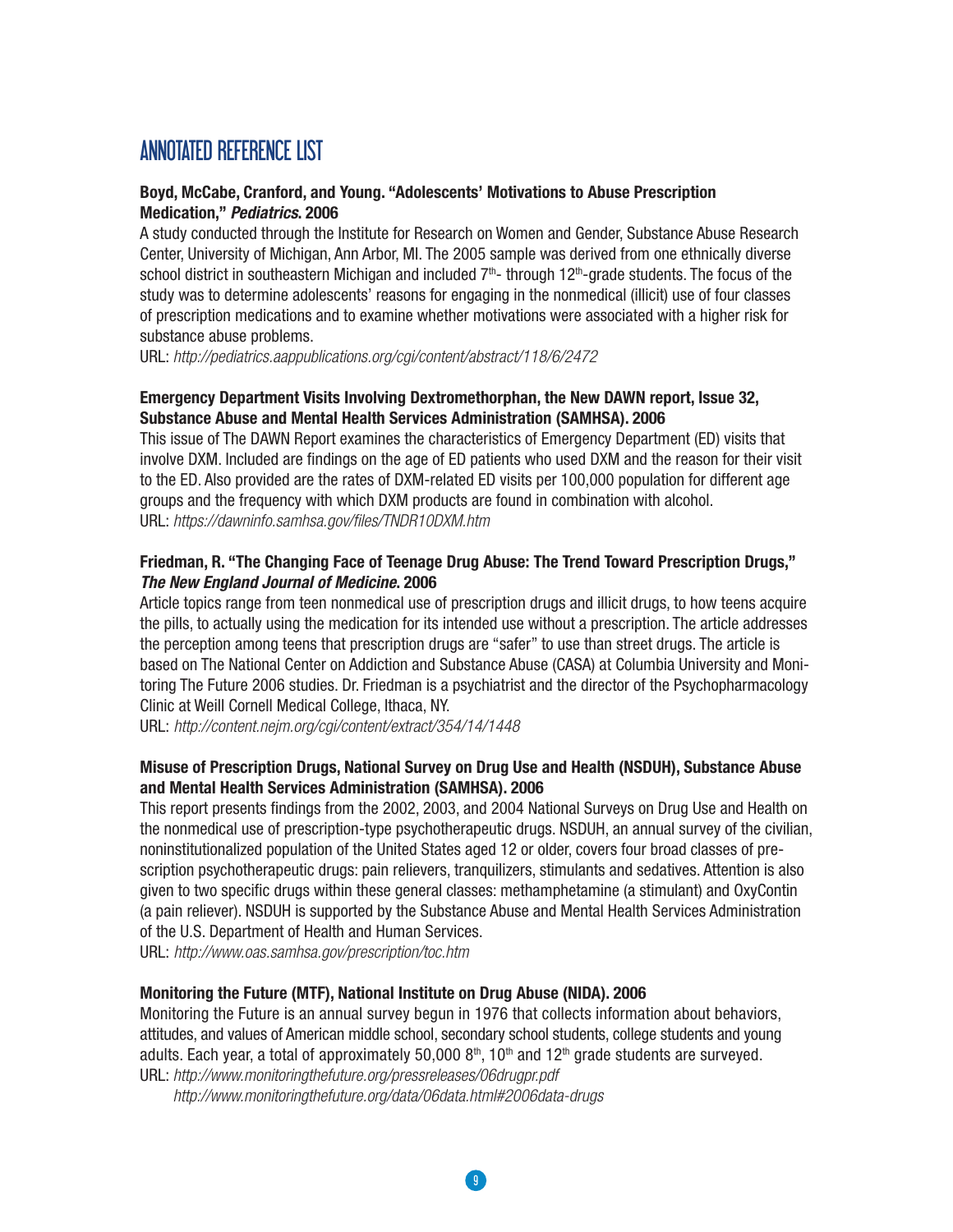# ANNOTATED REFERENCE LIST

**Boyd, McCabe, Cranford, and Young. "Adolescents' Motivations to Abuse Prescription Medication,"** ***Pediatrics*****. 2006**

A study conducted through the Institute for Research on Women and Gender, Substance Abuse Research Center, University of Michigan, Ann Arbor, MI. The 2005 sample was derived from one ethnically diverse school district in southeastern Michigan and included 7th- through 12th-grade students. The focus of the study was to determine adolescents' reasons for engaging in the nonmedical (illicit) use of four classes of prescription medications and to examine whether motivations were associated with a higher risk for substance abuse problems.

URL: *http://pediatrics.aappublications.org/cgi/content/abstract/118/6/2472*

**Emergency Department Visits Involving Dextromethorphan, the New DAWN report, Issue 32, Substance Abuse and Mental Health Services Administration (SAMHSA). 2006**

This issue of The DAWN Report examines the characteristics of Emergency Department (ED) visits that involve DXM. Included are findings on the age of ED patients who used DXM and the reason for their visit to the ED. Also provided are the rates of DXM-related ED visits per 100,000 population for different age groups and the frequency with which DXM products are found in combination with alcohol.

URL: *https://dawninfo.samhsa.gov/files/TNDR10DXM.htm*

**Friedman, R. "The Changing Face of Teenage Drug Abuse: The Trend Toward Prescription Drugs,"** ***The New England Journal of Medicine*****. 2006**

Article topics range from teen nonmedical use of prescription drugs and illicit drugs, to how teens acquire the pills, to actually using the medication for its intended use without a prescription. The article addresses the perception among teens that prescription drugs are "safer" to use than street drugs. The article is based on The National Center on Addiction and Substance Abuse (CASA) at Columbia University and Monitoring The Future 2006 studies. Dr. Friedman is a psychiatrist and the director of the Psychopharmacology Clinic at Weill Cornell Medical College, Ithaca, NY.

URL: *http://content.nejm.org/cgi/content/extract/354/14/1448*

**Misuse of Prescription Drugs, National Survey on Drug Use and Health (NSDUH), Substance Abuse and Mental Health Services Administration (SAMHSA). 2006**

This report presents findings from the 2002, 2003, and 2004 National Surveys on Drug Use and Health on the nonmedical use of prescription-type psychotherapeutic drugs. NSDUH, an annual survey of the civilian, noninstitutionalized population of the United States aged 12 or older, covers four broad classes of prescription psychotherapeutic drugs: pain relievers, tranquilizers, stimulants and sedatives. Attention is also given to two specific drugs within these general classes: methamphetamine (a stimulant) and OxyContin (a pain reliever). NSDUH is supported by the Substance Abuse and Mental Health Services Administration of the U.S. Department of Health and Human Services.

URL: *http://www.oas.samhsa.gov/prescription/toc.htm*

**Monitoring the Future (MTF), National Institute on Drug Abuse (NIDA). 2006**

Monitoring the Future is an annual survey begun in 1976 that collects information about behaviors, attitudes, and values of American middle school, secondary school students, college students and young adults. Each year, a total of approximately 50,000 8th, 10th and 12th grade students are surveyed.

URL: *http://www.monitoringthefuture.org/pressreleases/06drugpr.pdf*
*http://www.monitoringthefuture.org/data/06data.html#2006data-drugs*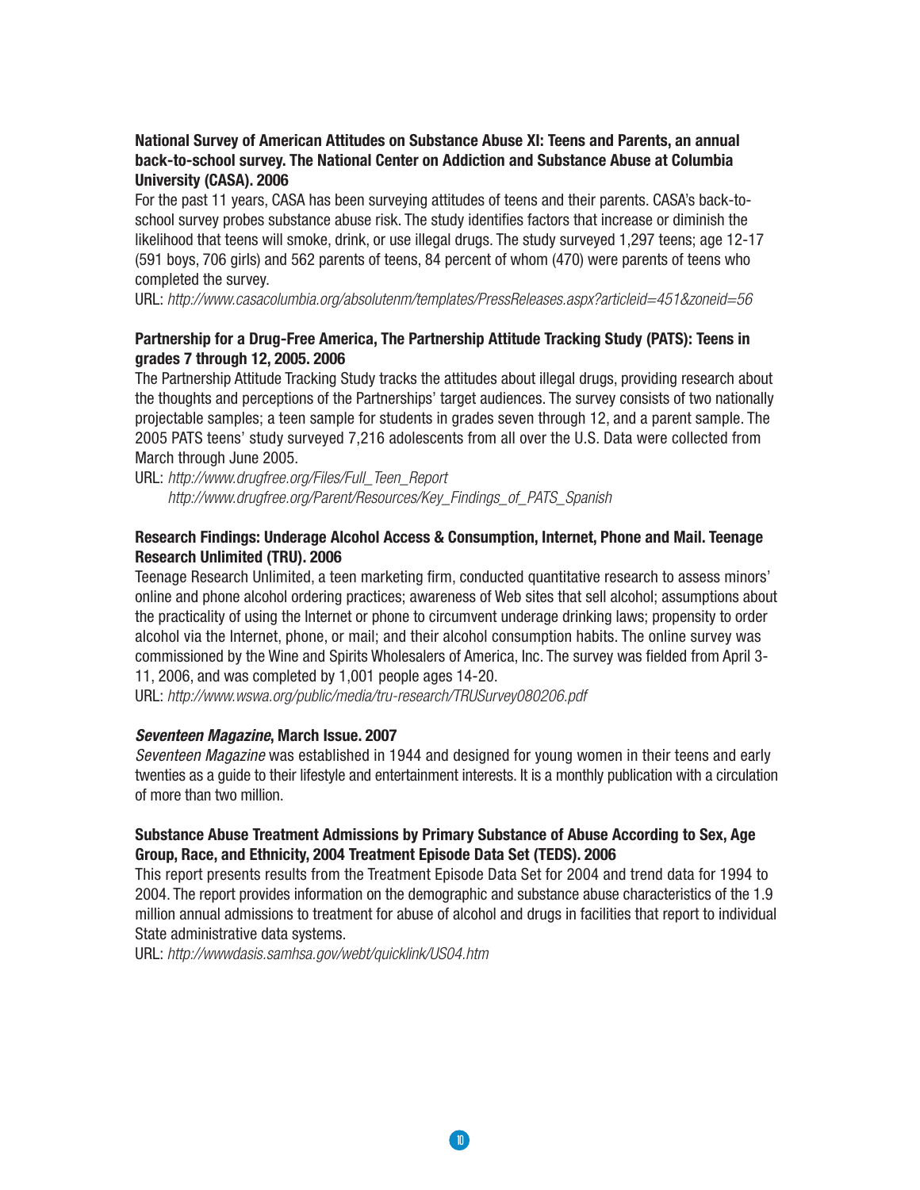**National Survey of American Attitudes on Substance Abuse XI: Teens and Parents, an annual back-to-school survey. The National Center on Addiction and Substance Abuse at Columbia University (CASA). 2006**

For the past 11 years, CASA has been surveying attitudes of teens and their parents. CASA's back-to-school survey probes substance abuse risk. The study identifies factors that increase or diminish the likelihood that teens will smoke, drink, or use illegal drugs. The study surveyed 1,297 teens; age 12-17 (591 boys, 706 girls) and 562 parents of teens, 84 percent of whom (470) were parents of teens who completed the survey.

URL: *http://www.casacolumbia.org/absolutenm/templates/PressReleases.aspx?articleid=451&zoneid=56*

**Partnership for a Drug-Free America, The Partnership Attitude Tracking Study (PATS): Teens in grades 7 through 12, 2005. 2006**

The Partnership Attitude Tracking Study tracks the attitudes about illegal drugs, providing research about the thoughts and perceptions of the Partnerships' target audiences. The survey consists of two nationally projectable samples; a teen sample for students in grades seven through 12, and a parent sample. The 2005 PATS teens' study surveyed 7,216 adolescents from all over the U.S. Data were collected from March through June 2005.

URL: *http://www.drugfree.org/Files/Full_Teen_Report*
*http://www.drugfree.org/Parent/Resources/Key_Findings_of_PATS_Spanish*

**Research Findings: Underage Alcohol Access & Consumption, Internet, Phone and Mail. Teenage Research Unlimited (TRU). 2006**

Teenage Research Unlimited, a teen marketing firm, conducted quantitative research to assess minors' online and phone alcohol ordering practices; awareness of Web sites that sell alcohol; assumptions about the practicality of using the Internet or phone to circumvent underage drinking laws; propensity to order alcohol via the Internet, phone, or mail; and their alcohol consumption habits. The online survey was commissioned by the Wine and Spirits Wholesalers of America, Inc. The survey was fielded from April 3-11, 2006, and was completed by 1,001 people ages 14-20.

URL: *http://www.wswa.org/public/media/tru-research/TRUSurvey080206.pdf*

***Seventeen Magazine*, March Issue. 2007**

*Seventeen Magazine* was established in 1944 and designed for young women in their teens and early twenties as a guide to their lifestyle and entertainment interests. It is a monthly publication with a circulation of more than two million.

**Substance Abuse Treatment Admissions by Primary Substance of Abuse According to Sex, Age Group, Race, and Ethnicity, 2004 Treatment Episode Data Set (TEDS). 2006**

This report presents results from the Treatment Episode Data Set for 2004 and trend data for 1994 to 2004. The report provides information on the demographic and substance abuse characteristics of the 1.9 million annual admissions to treatment for abuse of alcohol and drugs in facilities that report to individual State administrative data systems.

URL: *http://wwwdasis.samhsa.gov/webt/quicklink/US04.htm*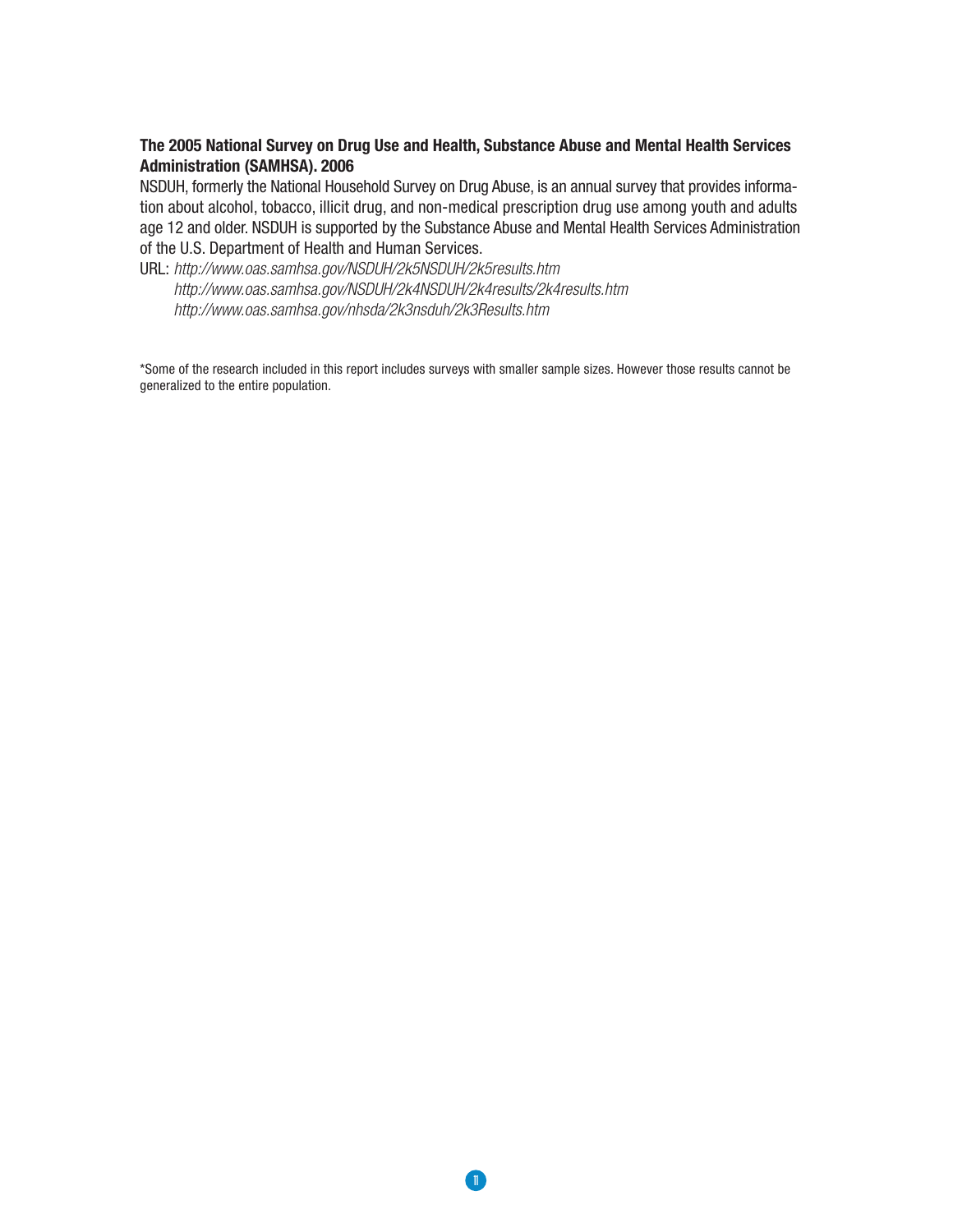**The 2005 National Survey on Drug Use and Health, Substance Abuse and Mental Health Services Administration (SAMHSA). 2006**

NSDUH, formerly the National Household Survey on Drug Abuse, is an annual survey that provides information about alcohol, tobacco, illicit drug, and non-medical prescription drug use among youth and adults age 12 and older. NSDUH is supported by the Substance Abuse and Mental Health Services Administration of the U.S. Department of Health and Human Services.

URL: *http://www.oas.samhsa.gov/NSDUH/2k5NSDUH/2k5results.htm*
*http://www.oas.samhsa.gov/NSDUH/2k4NSDUH/2k4results/2k4results.htm*
*http://www.oas.samhsa.gov/nhsda/2k3nsduh/2k3Results.htm*

*Some of the research included in this report includes surveys with smaller sample sizes. However those results cannot be generalized to the entire population.